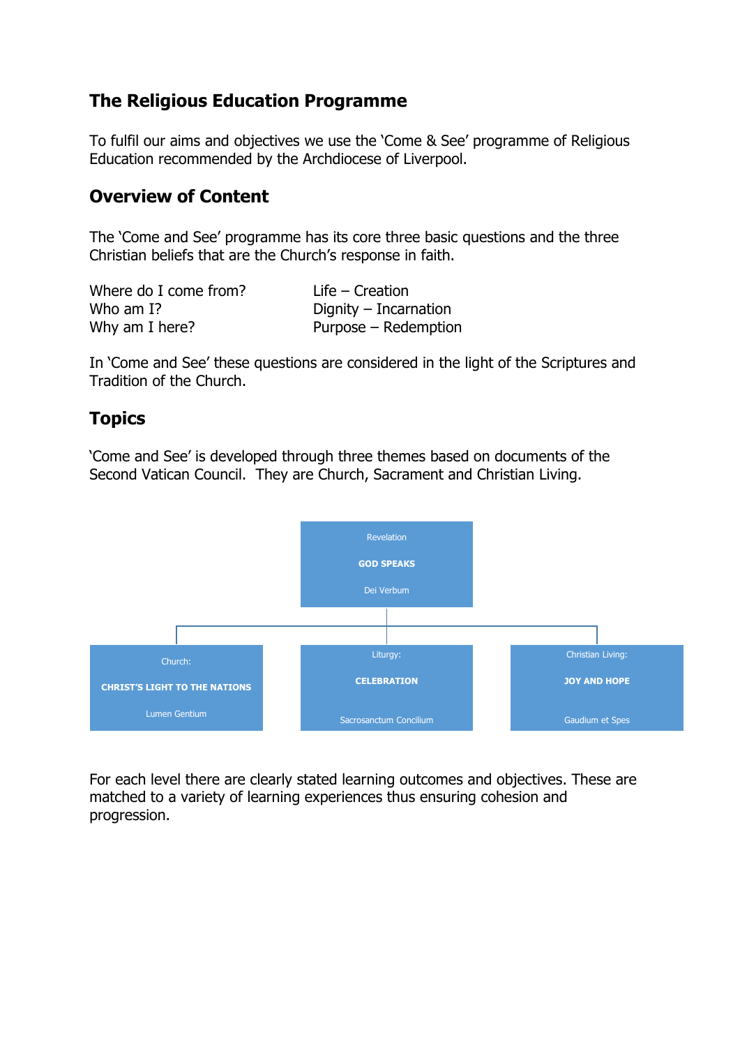## The Religious Education Programme

To fulfil our aims and objectives we use the 'Come & See' programme of Religious Education recommended by the Archdiocese of Liverpool.

## Overview of Content

The 'Come and See' programme has its core three basic questions and the three Christian beliefs that are the Church's response in faith.

| | |
|---|---|
| Where do I come from? | Life – Creation |
| Who am I? | Dignity – Incarnation |
| Why am I here? | Purpose – Redemption |

In 'Come and See' these questions are considered in the light of the Scriptures and Tradition of the Church.

## Topics

'Come and See' is developed through three themes based on documents of the Second Vatican Council. They are Church, Sacrament and Christian Living.

Revelation
**GOD SPEAKS**
Dei Verbum

Church:
**CHRIST'S LIGHT TO THE NATIONS**
Lumen Gentium

Liturgy:
**CELEBRATION**
Sacrosanctum Concilium

Christian Living:
**JOY AND HOPE**
Gaudium et Spes

For each level there are clearly stated learning outcomes and objectives. These are matched to a variety of learning experiences thus ensuring cohesion and progression.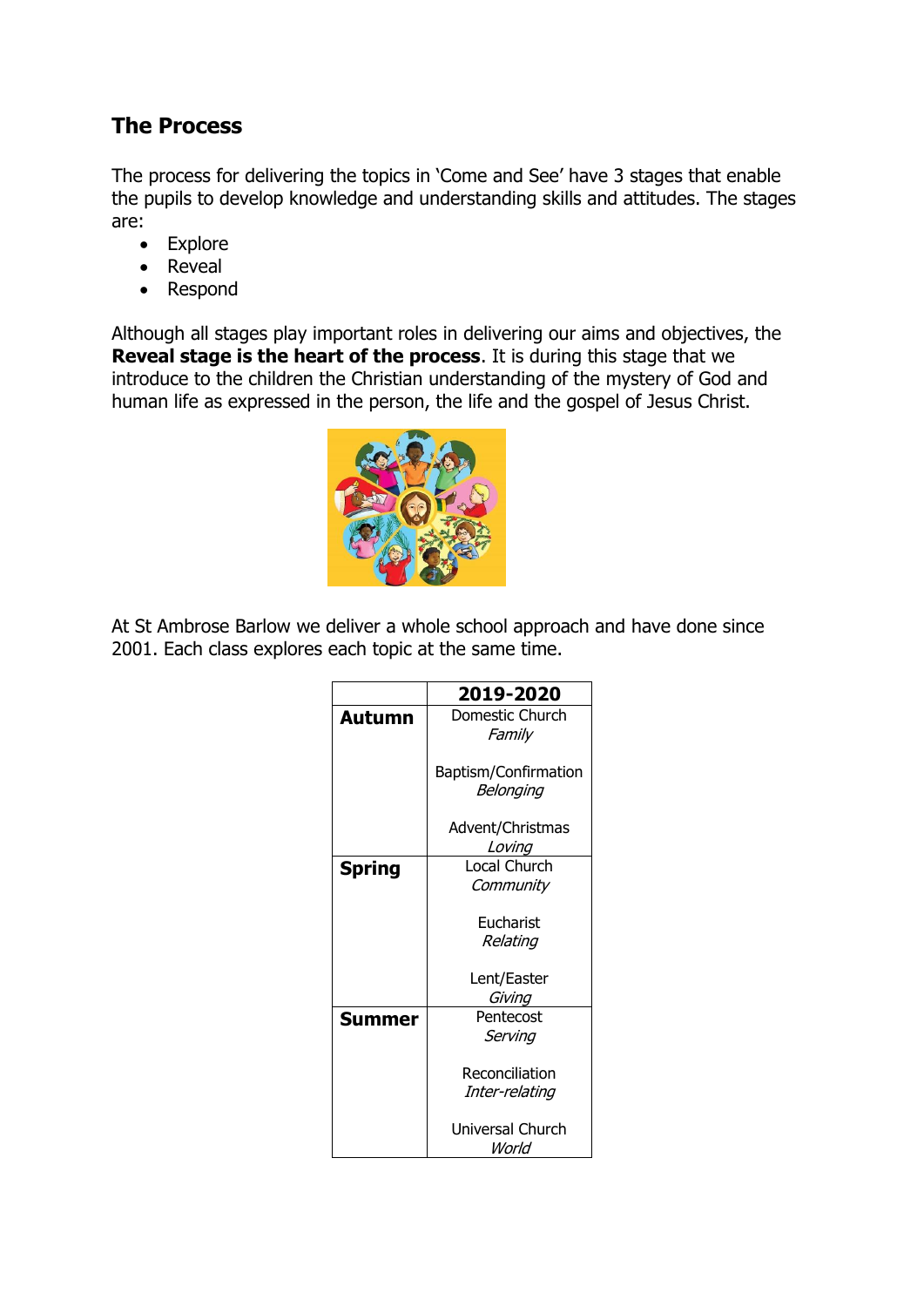## The Process

The process for delivering the topics in 'Come and See' have 3 stages that enable the pupils to develop knowledge and understanding skills and attitudes. The stages are:

- Explore
- Reveal
- Respond

Although all stages play important roles in delivering our aims and objectives, the **Reveal stage is the heart of the process**. It is during this stage that we introduce to the children the Christian understanding of the mystery of God and human life as expressed in the person, the life and the gospel of Jesus Christ.

At St Ambrose Barlow we deliver a whole school approach and have done since 2001. Each class explores each topic at the same time.

| | **2019-2020** |
|---|---|
| **Autumn** | Domestic Church *Family*<br><br>Baptism/Confirmation *Belonging*<br><br>Advent/Christmas *Loving* |
| **Spring** | Local Church *Community*<br><br>Eucharist *Relating*<br><br>Lent/Easter *Giving* |
| **Summer** | Pentecost *Serving*<br><br>Reconciliation *Inter-relating*<br><br>Universal Church *World* |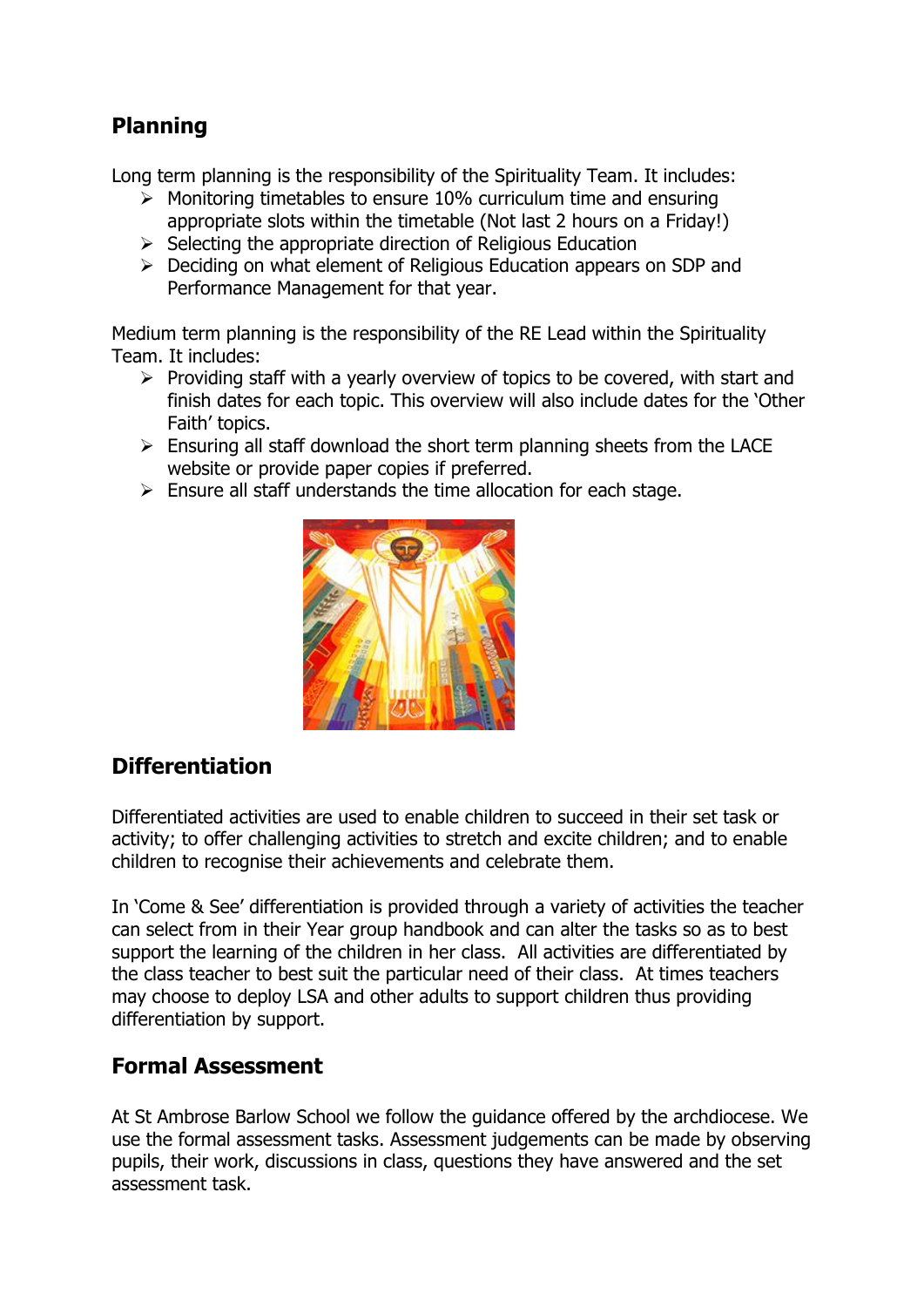## Planning

Long term planning is the responsibility of the Spirituality Team. It includes:

- Monitoring timetables to ensure 10% curriculum time and ensuring appropriate slots within the timetable (Not last 2 hours on a Friday!)
- Selecting the appropriate direction of Religious Education
- Deciding on what element of Religious Education appears on SDP and Performance Management for that year.

Medium term planning is the responsibility of the RE Lead within the Spirituality Team. It includes:

- Providing staff with a yearly overview of topics to be covered, with start and finish dates for each topic. This overview will also include dates for the 'Other Faith' topics.
- Ensuring all staff download the short term planning sheets from the LACE website or provide paper copies if preferred.
- Ensure all staff understands the time allocation for each stage.

## Differentiation

Differentiated activities are used to enable children to succeed in their set task or activity; to offer challenging activities to stretch and excite children; and to enable children to recognise their achievements and celebrate them.

In 'Come & See' differentiation is provided through a variety of activities the teacher can select from in their Year group handbook and can alter the tasks so as to best support the learning of the children in her class. All activities are differentiated by the class teacher to best suit the particular need of their class. At times teachers may choose to deploy LSA and other adults to support children thus providing differentiation by support.

## Formal Assessment

At St Ambrose Barlow School we follow the guidance offered by the archdiocese. We use the formal assessment tasks. Assessment judgements can be made by observing pupils, their work, discussions in class, questions they have answered and the set assessment task.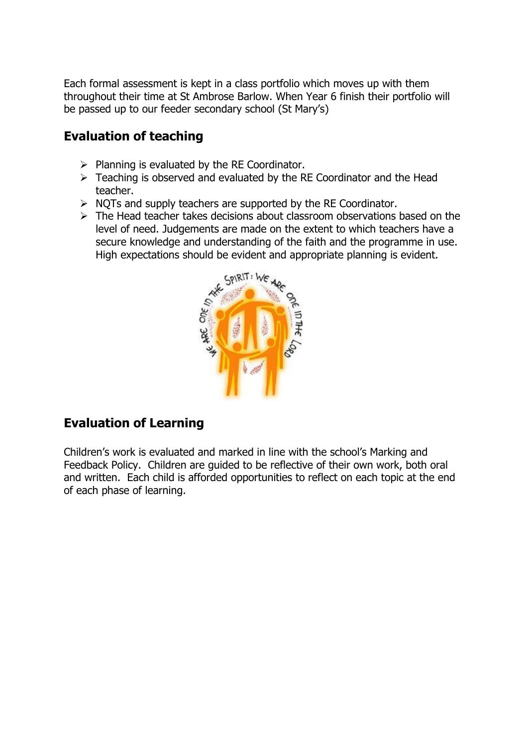Each formal assessment is kept in a class portfolio which moves up with them throughout their time at St Ambrose Barlow. When Year 6 finish their portfolio will be passed up to our feeder secondary school (St Mary's)

## Evaluation of teaching

- Planning is evaluated by the RE Coordinator.
- Teaching is observed and evaluated by the RE Coordinator and the Head teacher.
- NQTs and supply teachers are supported by the RE Coordinator.
- The Head teacher takes decisions about classroom observations based on the level of need. Judgements are made on the extent to which teachers have a secure knowledge and understanding of the faith and the programme in use. High expectations should be evident and appropriate planning is evident.

## Evaluation of Learning

Children's work is evaluated and marked in line with the school's Marking and Feedback Policy. Children are guided to be reflective of their own work, both oral and written. Each child is afforded opportunities to reflect on each topic at the end of each phase of learning.